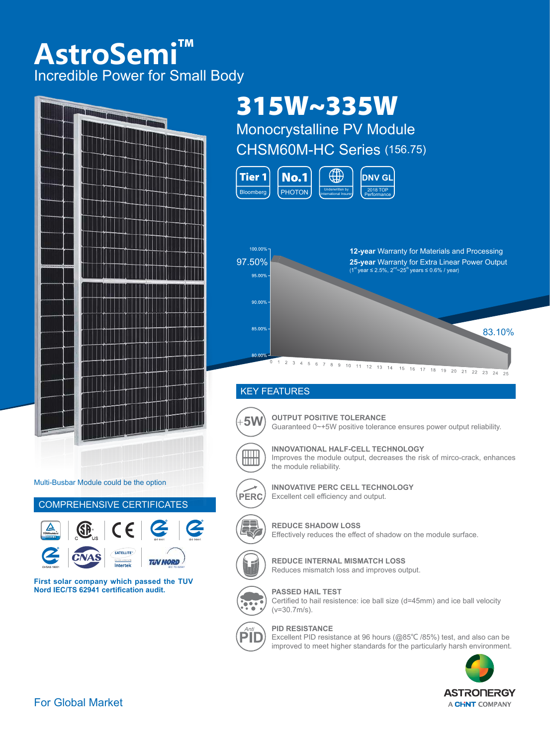# AstroSemi™

Incredible Power for Small Body

## 315W~335W

Monocrystalline PV Module

CHSM60M-HC Series (156.75)

Tier 1 Bloomberg | No.1 PHOTON | Underwritten by International Insurer | DNV GL 2018 TOP Performance

**12-year** Warranty for Materials and Processing

**25-year** Warranty for Extra Linear Power Output

(1st year ≤ 2.5%, 2nd~25th years ≤ 0.6% / year)

97.50%

83.10%

Multi-Busbar Module could be the option

## COMPREHENSIVE CERTIFICATES

**First solar company which passed the TUV Nord IEC/TS 62941 certification audit.**

## KEY FEATURES

**OUTPUT POSITIVE TOLERANCE**

Guaranteed 0~+5W positive tolerance ensures power output reliability.

**INNOVATIONAL HALF-CELL TECHNOLOGY**

Improves the module output, decreases the risk of mirco-crack, enhances the module reliability.

**INNOVATIVE PERC CELL TECHNOLOGY**

Excellent cell efficiency and output.

**REDUCE SHADOW LOSS**

Effectively reduces the effect of shadow on the module surface.

**REDUCE INTERNAL MISMATCH LOSS**

Reduces mismatch loss and improves output.

**PASSED HAIL TEST**

Certified to hail resistence: ice ball size (d=45mm) and ice ball velocity (v=30.7m/s).

**PID RESISTANCE**

Excellent PID resistance at 96 hours (@85℃ /85%) test, and also can be improved to meet higher standards for the particularly harsh environment.

For Global Market

ASTRONERGY
A CHNT COMPANY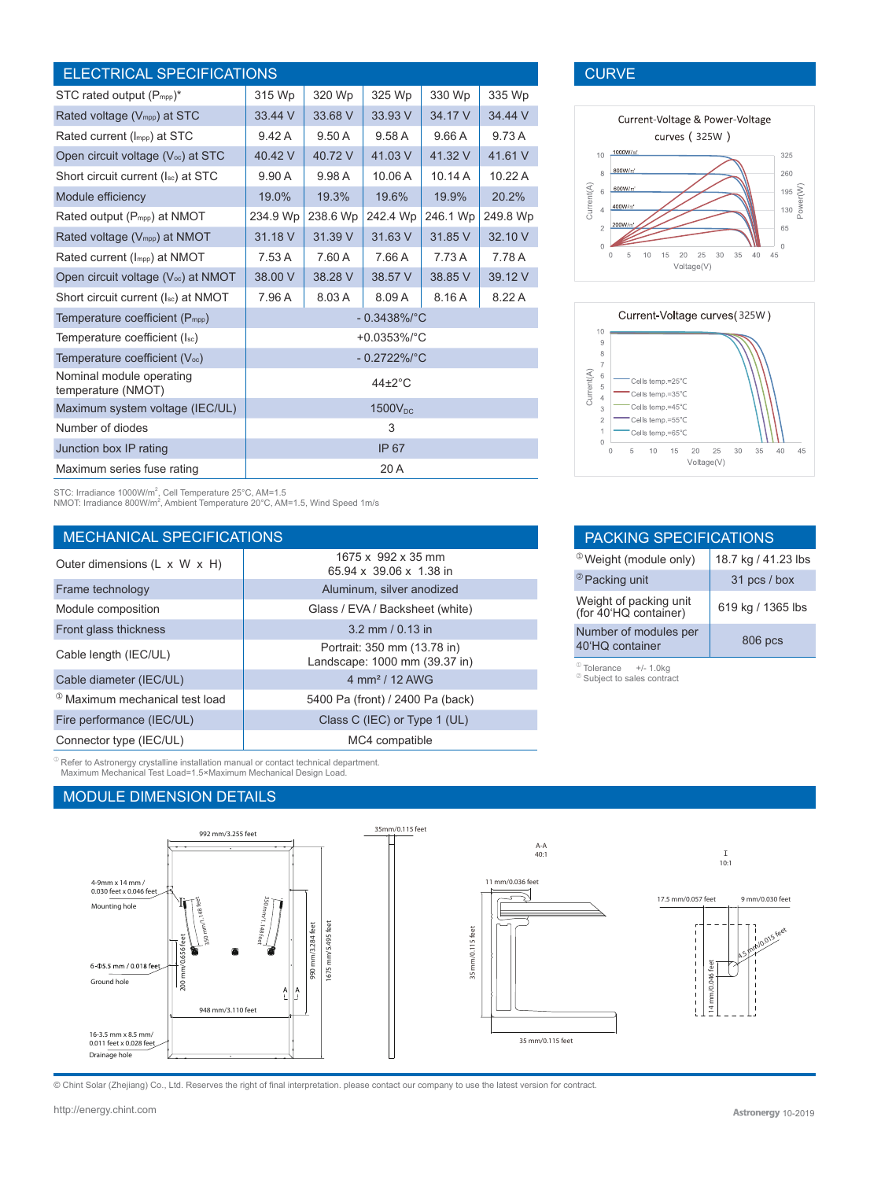## ELECTRICAL SPECIFICATIONS

| | | | | | |
|---|---|---|---|---|---|
| STC rated output ($P_{mpp}$)* | 315 Wp | 320 Wp | 325 Wp | 330 Wp | 335 Wp |
| Rated voltage ($V_{mpp}$) at STC | 33.44 V | 33.68 V | 33.93 V | 34.17 V | 34.44 V |
| Rated current ($I_{mpp}$) at STC | 9.42 A | 9.50 A | 9.58 A | 9.66 A | 9.73 A |
| Open circuit voltage ($V_{oc}$) at STC | 40.42 V | 40.72 V | 41.03 V | 41.32 V | 41.61 V |
| Short circuit current ($I_{sc}$) at STC | 9.90 A | 9.98 A | 10.06 A | 10.14 A | 10.22 A |
| Module efficiency | 19.0% | 19.3% | 19.6% | 19.9% | 20.2% |
| Rated output ($P_{mpp}$) at NMOT | 234.9 Wp | 238.6 Wp | 242.4 Wp | 246.1 Wp | 249.8 Wp |
| Rated voltage ($V_{mpp}$) at NMOT | 31.18 V | 31.39 V | 31.63 V | 31.85 V | 32.10 V |
| Rated current ($I_{mpp}$) at NMOT | 7.53 A | 7.60 A | 7.66 A | 7.73 A | 7.78 A |
| Open circuit voltage ($V_{oc}$) at NMOT | 38.00 V | 38.28 V | 38.57 V | 38.85 V | 39.12 V |
| Short circuit current ($I_{sc}$) at NMOT | 7.96 A | 8.03 A | 8.09 A | 8.16 A | 8.22 A |
| Temperature coefficient ($P_{mpp}$) | - 0.3438%/°C | | | | |
| Temperature coefficient ($I_{sc}$) | +0.0353%/°C | | | | |
| Temperature coefficient ($V_{oc}$) | - 0.2722%/°C | | | | |
| Nominal module operating temperature (NMOT) | 44±2°C | | | | |
| Maximum system voltage (IEC/UL) | 1500$V_{DC}$ | | | | |
| Number of diodes | 3 | | | | |
| Junction box IP rating | IP 67 | | | | |
| Maximum series fuse rating | 20 A | | | | |

STC: Irradiance 1000W/m$^2$, Cell Temperature 25°C, AM=1.5
NMOT: Irradiance 800W/m$^2$, Ambient Temperature 20°C, AM=1.5, Wind Speed 1m/s

## CURVE

Current-Voltage & Power-Voltage curves ( 325W )

1000W/㎡
800W/㎡
600W/㎡
400W/㎡
200W/㎡

Current(A)
Power(W)
Voltage(V)

Current-Voltage curves(325W)

Cells temp.=25°C
Cells temp.=35°C
Cells temp.=45°C
Cells temp.=55°C
Cells temp.=65°C

Current(A)
Voltage(V)

## MECHANICAL SPECIFICATIONS

| | |
|---|---|
| Outer dimensions (L x W x H) | 1675 x 992 x 35 mm<br>65.94 x 39.06 x 1.38 in |
| Frame technology | Aluminum, silver anodized |
| Module composition | Glass / EVA / Backsheet (white) |
| Front glass thickness | 3.2 mm / 0.13 in |
| Cable length (IEC/UL) | Portrait: 350 mm (13.78 in)<br>Landscape: 1000 mm (39.37 in) |
| Cable diameter (IEC/UL) | 4 mm² / 12 AWG |
| [1] Maximum mechanical test load | 5400 Pa (front) / 2400 Pa (back) |
| Fire performance (IEC/UL) | Class C (IEC) or Type 1 (UL) |
| Connector type (IEC/UL) | MC4 compatible |

[1] Refer to Astronergy crystalline installation manual or contact technical department.
Maximum Mechanical Test Load=1.5×Maximum Mechanical Design Load.

## PACKING SPECIFICATIONS

| | |
|---|---|
| [1] Weight (module only) | 18.7 kg / 41.23 lbs |
| [2] Packing unit | 31 pcs / box |
| Weight of packing unit (for 40'HQ container) | 619 kg / 1365 lbs |
| Number of modules per 40'HQ container | 806 pcs |

[1] Tolerance +/- 1.0kg
[2] Subject to sales contract

## MODULE DIMENSION DETAILS

992 mm/3.255 feet
4-9mm x 14 mm / 0.030 feet x 0.046 feet
Mounting hole
350 mm/1.148 feet
6-Φ5.5 mm / 0.018 feet
Ground hole
200 mm/0.656 feet
990 mm/3.284 feet
1675 mm/5.495 feet
948 mm/3.110 feet
16-3.5 mm x 8.5 mm / 0.011 feet x 0.028 feet
Drainage hole
35mm/0.115 feet
A-A 40:1
11 mm/0.036 feet
35 mm/0.115 feet
I 10:1
17.5 mm/0.057 feet
9 mm/0.030 feet
4.5 mm/0.015 feet
14 mm/0.046 feet

© Chint Solar (Zhejiang) Co., Ltd. Reserves the right of final interpretation. please contact our company to use the latest version for contract.

http://energy.chint.com

Astronergy 10-2019